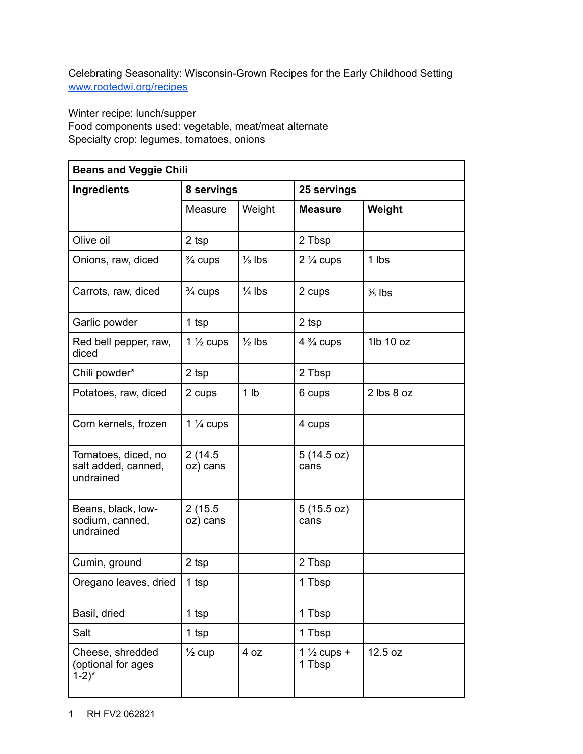Celebrating Seasonality: Wisconsin-Grown Recipes for the Early Childhood Setting
www.rootedwi.org/recipes

Winter recipe: lunch/supper
Food components used: vegetable, meat/meat alternate
Specialty crop: legumes, tomatoes, onions

| **Beans and Veggie Chili** | | | | |
|---|---|---|---|---|
| **Ingredients** | **8 servings** | | **25 servings** | |
| | Measure | Weight | **Measure** | **Weight** |
| Olive oil | 2 tsp | | 2 Tbsp | |
| Onions, raw, diced | ¾ cups | ⅓ lbs | 2 ¼ cups | 1 lbs |
| Carrots, raw, diced | ¾ cups | ¼ lbs | 2 cups | ⅗ lbs |
| Garlic powder | 1 tsp | | 2 tsp | |
| Red bell pepper, raw, diced | 1 ½ cups | ½ lbs | 4 ¾ cups | 1lb 10 oz |
| Chili powder* | 2 tsp | | 2 Tbsp | |
| Potatoes, raw, diced | 2 cups | 1 lb | 6 cups | 2 lbs 8 oz |
| Corn kernels, frozen | 1 ¼ cups | | 4 cups | |
| Tomatoes, diced, no salt added, canned, undrained | 2 (14.5 oz) cans | | 5 (14.5 oz) cans | |
| Beans, black, low-sodium, canned, undrained | 2 (15.5 oz) cans | | 5 (15.5 oz) cans | |
| Cumin, ground | 2 tsp | | 2 Tbsp | |
| Oregano leaves, dried | 1 tsp | | 1 Tbsp | |
| Basil, dried | 1 tsp | | 1 Tbsp | |
| Salt | 1 tsp | | 1 Tbsp | |
| Cheese, shredded (optional for ages 1-2)* | ½ cup | 4 oz | 1 ½ cups + 1 Tbsp | 12.5 oz |

RH FV2 062821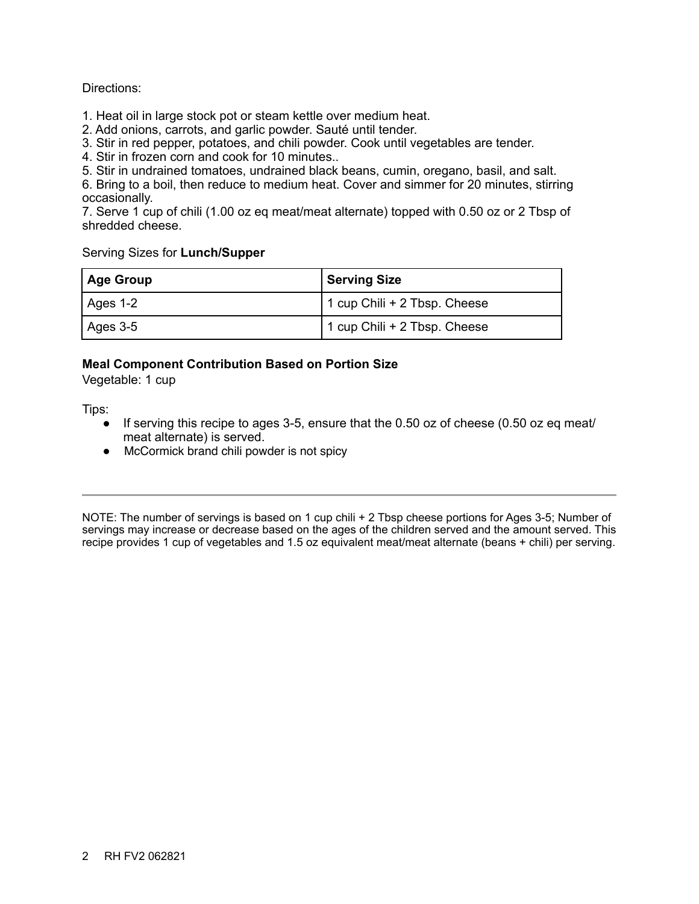Directions:

1. Heat oil in large stock pot or steam kettle over medium heat.
2. Add onions, carrots, and garlic powder. Sauté until tender.
3. Stir in red pepper, potatoes, and chili powder. Cook until vegetables are tender.
4. Stir in frozen corn and cook for 10 minutes..
5. Stir in undrained tomatoes, undrained black beans, cumin, oregano, basil, and salt.
6. Bring to a boil, then reduce to medium heat. Cover and simmer for 20 minutes, stirring occasionally.
7. Serve 1 cup of chili (1.00 oz eq meat/meat alternate) topped with 0.50 oz or 2 Tbsp of shredded cheese.

Serving Sizes for **Lunch/Supper**

| Age Group | Serving Size |
|---|---|
| Ages 1-2 | 1 cup Chili + 2 Tbsp. Cheese |
| Ages 3-5 | 1 cup Chili + 2 Tbsp. Cheese |

**Meal Component Contribution Based on Portion Size**

Vegetable: 1 cup

Tips:

- If serving this recipe to ages 3-5, ensure that the 0.50 oz of cheese (0.50 oz eq meat/ meat alternate) is served.
- McCormick brand chili powder is not spicy

---

NOTE: The number of servings is based on 1 cup chili + 2 Tbsp cheese portions for Ages 3-5; Number of servings may increase or decrease based on the ages of the children served and the amount served. This recipe provides 1 cup of vegetables and 1.5 oz equivalent meat/meat alternate (beans + chili) per serving.

RH FV2 062821